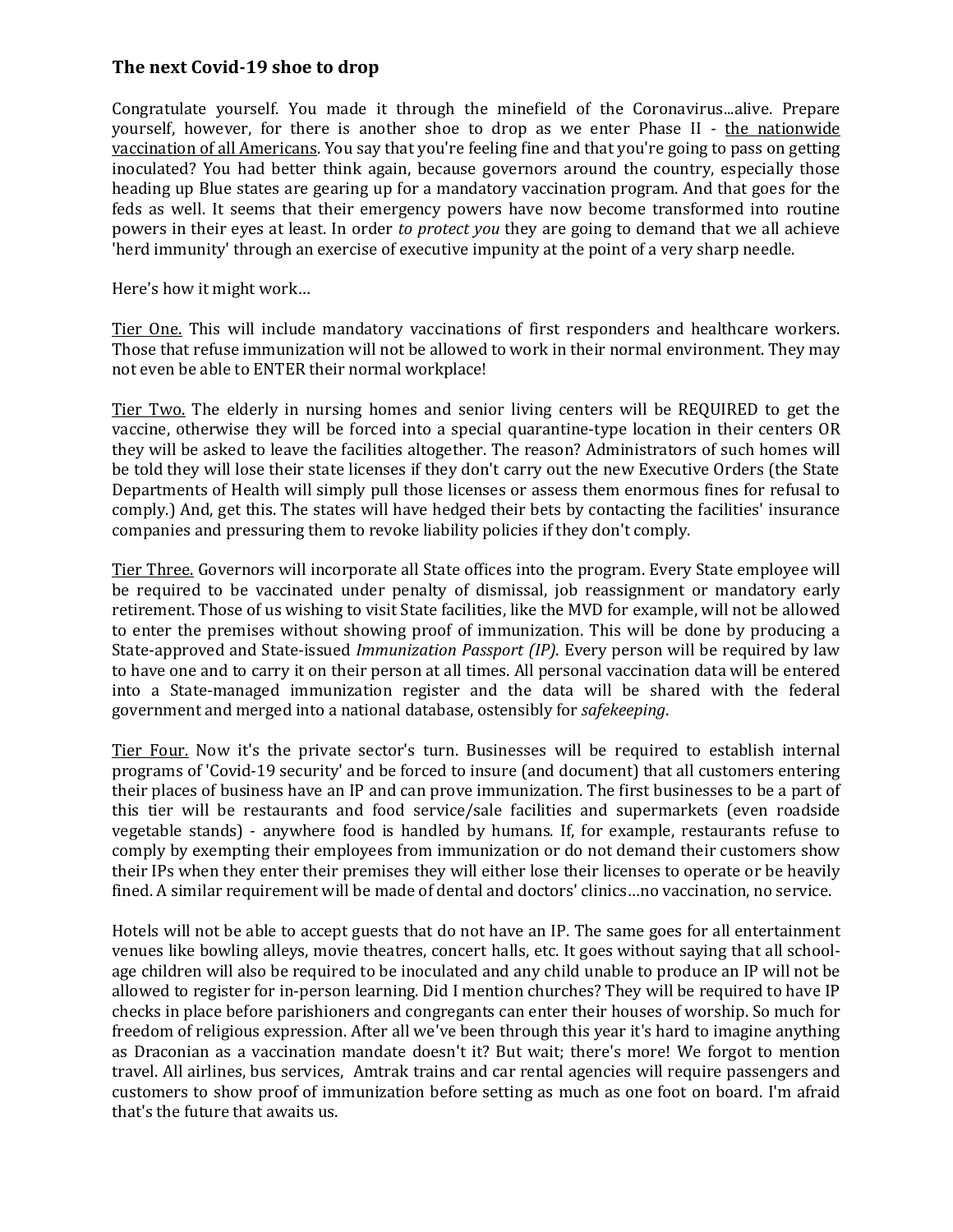### The next Covid-19 shoe to drop

Congratulate yourself. You made it through the minefield of the Coronavirus...alive. Prepare yourself, however, for there is another shoe to drop as we enter Phase II - <u>the nationwide vaccination of all Americans</u>. You say that you're feeling fine and that you're going to pass on getting inoculated? You had better think again, because governors around the country, especially those heading up Blue states are gearing up for a mandatory vaccination program. And that goes for the feds as well. It seems that their emergency powers have now become transformed into routine powers in their eyes at least. In order *to protect you* they are going to demand that we all achieve 'herd immunity' through an exercise of executive impunity at the point of a very sharp needle.

Here's how it might work…

<u>Tier One.</u> This will include mandatory vaccinations of first responders and healthcare workers. Those that refuse immunization will not be allowed to work in their normal environment. They may not even be able to ENTER their normal workplace!

<u>Tier Two.</u> The elderly in nursing homes and senior living centers will be REQUIRED to get the vaccine, otherwise they will be forced into a special quarantine-type location in their centers OR they will be asked to leave the facilities altogether. The reason? Administrators of such homes will be told they will lose their state licenses if they don't carry out the new Executive Orders (the State Departments of Health will simply pull those licenses or assess them enormous fines for refusal to comply.) And, get this. The states will have hedged their bets by contacting the facilities' insurance companies and pressuring them to revoke liability policies if they don't comply.

<u>Tier Three.</u> Governors will incorporate all State offices into the program. Every State employee will be required to be vaccinated under penalty of dismissal, job reassignment or mandatory early retirement. Those of us wishing to visit State facilities, like the MVD for example, will not be allowed to enter the premises without showing proof of immunization. This will be done by producing a State-approved and State-issued *Immunization Passport (IP)*. Every person will be required by law to have one and to carry it on their person at all times. All personal vaccination data will be entered into a State-managed immunization register and the data will be shared with the federal government and merged into a national database, ostensibly for *safekeeping*.

<u>Tier Four.</u> Now it's the private sector's turn. Businesses will be required to establish internal programs of 'Covid-19 security' and be forced to insure (and document) that all customers entering their places of business have an IP and can prove immunization. The first businesses to be a part of this tier will be restaurants and food service/sale facilities and supermarkets (even roadside vegetable stands) - anywhere food is handled by humans. If, for example, restaurants refuse to comply by exempting their employees from immunization or do not demand their customers show their IPs when they enter their premises they will either lose their licenses to operate or be heavily fined. A similar requirement will be made of dental and doctors' clinics…no vaccination, no service.

Hotels will not be able to accept guests that do not have an IP. The same goes for all entertainment venues like bowling alleys, movie theatres, concert halls, etc. It goes without saying that all school-age children will also be required to be inoculated and any child unable to produce an IP will not be allowed to register for in-person learning. Did I mention churches? They will be required to have IP checks in place before parishioners and congregants can enter their houses of worship. So much for freedom of religious expression. After all we've been through this year it's hard to imagine anything as Draconian as a vaccination mandate doesn't it? But wait; there's more! We forgot to mention travel. All airlines, bus services, Amtrak trains and car rental agencies will require passengers and customers to show proof of immunization before setting as much as one foot on board. I'm afraid that's the future that awaits us.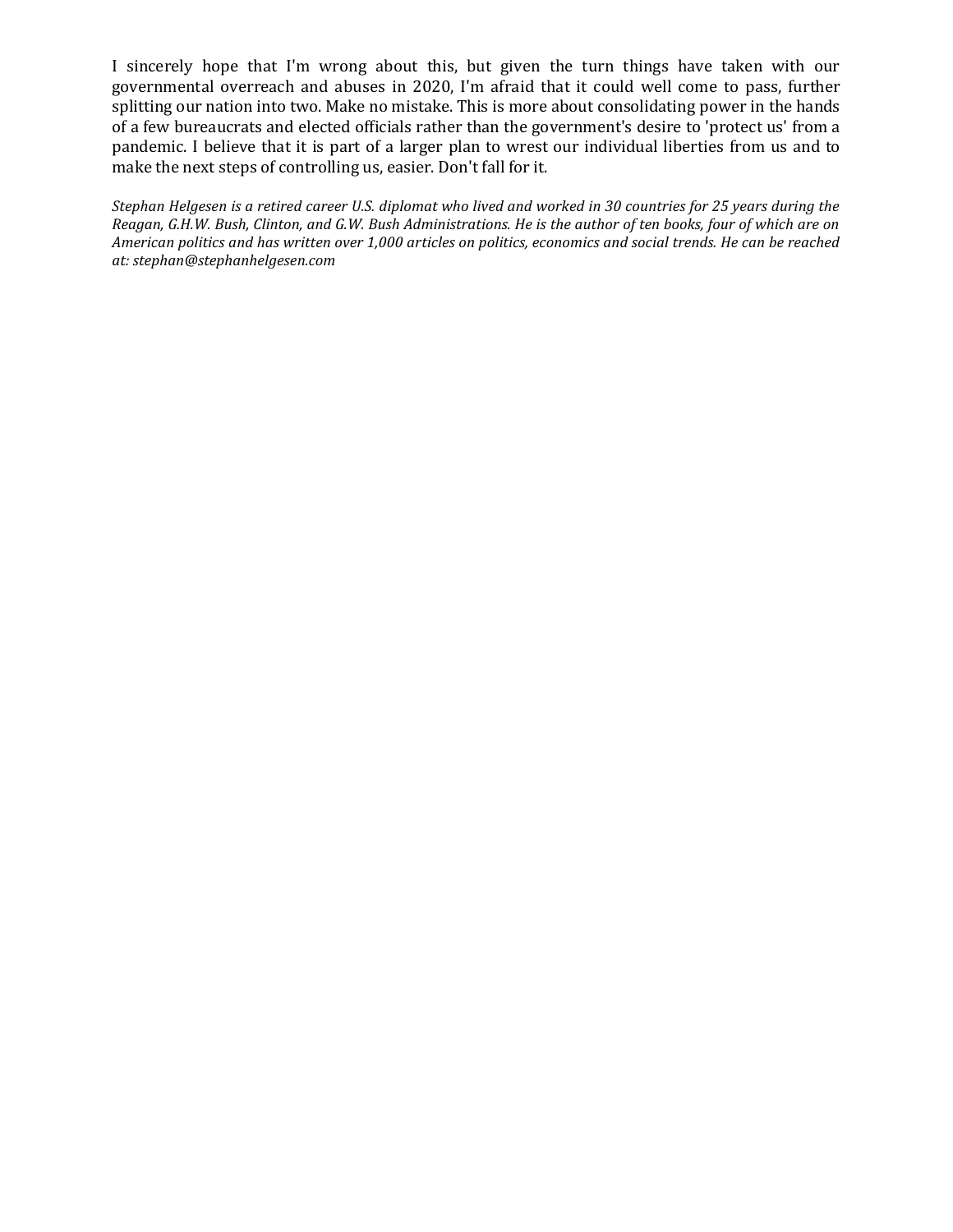I sincerely hope that I'm wrong about this, but given the turn things have taken with our governmental overreach and abuses in 2020, I'm afraid that it could well come to pass, further splitting our nation into two. Make no mistake. This is more about consolidating power in the hands of a few bureaucrats and elected officials rather than the government's desire to 'protect us' from a pandemic. I believe that it is part of a larger plan to wrest our individual liberties from us and to make the next steps of controlling us, easier. Don't fall for it.

*Stephan Helgesen is a retired career U.S. diplomat who lived and worked in 30 countries for 25 years during the Reagan, G.H.W. Bush, Clinton, and G.W. Bush Administrations. He is the author of ten books, four of which are on American politics and has written over 1,000 articles on politics, economics and social trends. He can be reached at: stephan@stephanhelgesen.com*